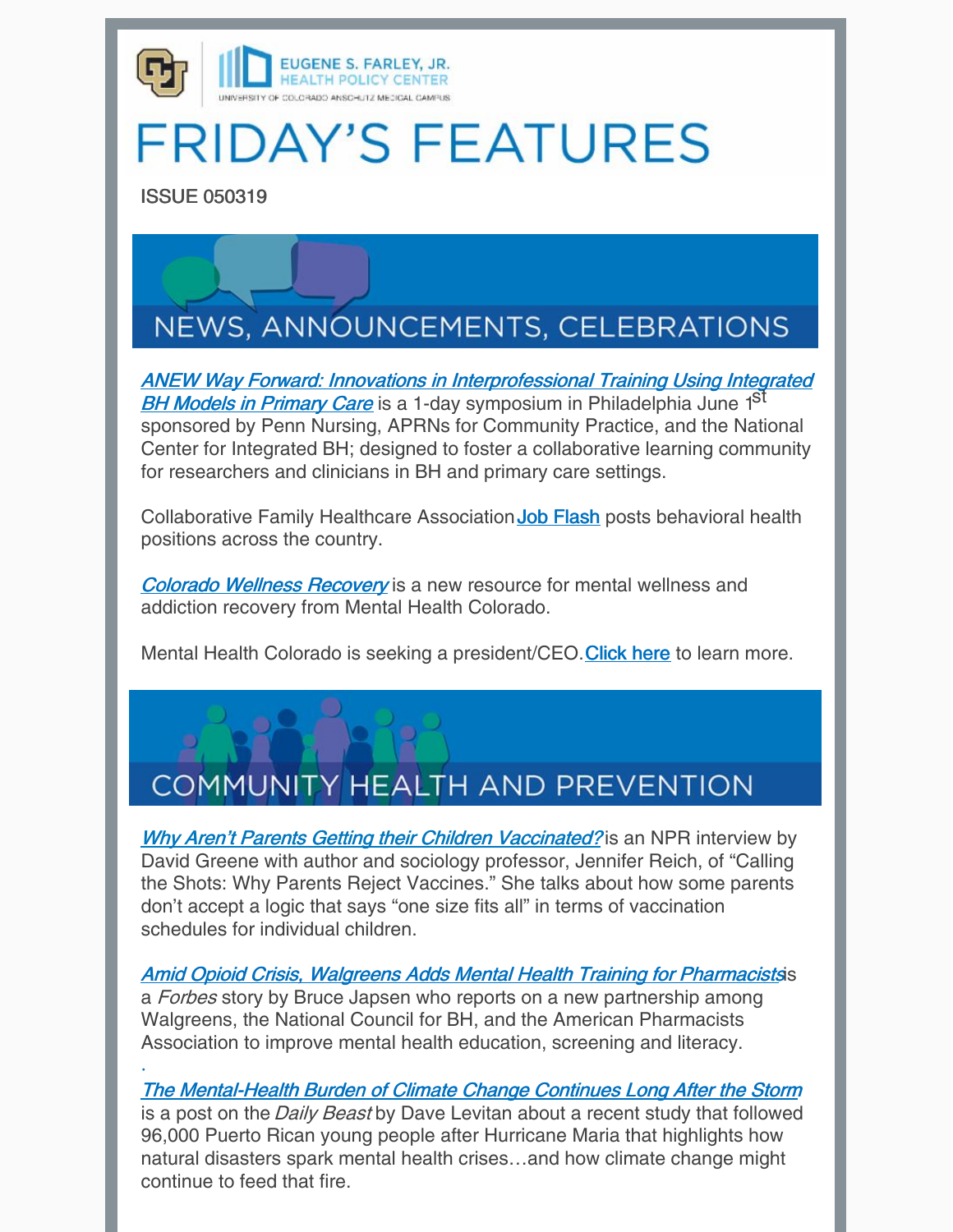EUGENE S. FARLEY, JR. HEALTH POLICY CENTER
UNIVERSITY OF COLORADO ANSCHUTZ MEDICAL CAMPUS

# FRIDAY'S FEATURES

ISSUE 050319

## NEWS, ANNOUNCEMENTS, CELEBRATIONS

*ANEW Way Forward: Innovations in Interprofessional Training Using Integrated BH Models in Primary Care* is a 1-day symposium in Philadelphia June 1st sponsored by Penn Nursing, APRNs for Community Practice, and the National Center for Integrated BH; designed to foster a collaborative learning community for researchers and clinicians in BH and primary care settings.

Collaborative Family Healthcare Association Job Flash posts behavioral health positions across the country.

*Colorado Wellness Recovery* is a new resource for mental wellness and addiction recovery from Mental Health Colorado.

Mental Health Colorado is seeking a president/CEO. Click here to learn more.

## COMMUNITY HEALTH AND PREVENTION

*Why Aren't Parents Getting their Children Vaccinated?* is an NPR interview by David Greene with author and sociology professor, Jennifer Reich, of "Calling the Shots: Why Parents Reject Vaccines." She talks about how some parents don't accept a logic that says "one size fits all" in terms of vaccination schedules for individual children.

*Amid Opioid Crisis, Walgreens Adds Mental Health Training for Pharmacists* is a *Forbes* story by Bruce Japsen who reports on a new partnership among Walgreens, the National Council for BH, and the American Pharmacists Association to improve mental health education, screening and literacy.

*The Mental-Health Burden of Climate Change Continues Long After the Storm* is a post on the *Daily Beast* by Dave Levitan about a recent study that followed 96,000 Puerto Rican young people after Hurricane Maria that highlights how natural disasters spark mental health crises…and how climate change might continue to feed that fire.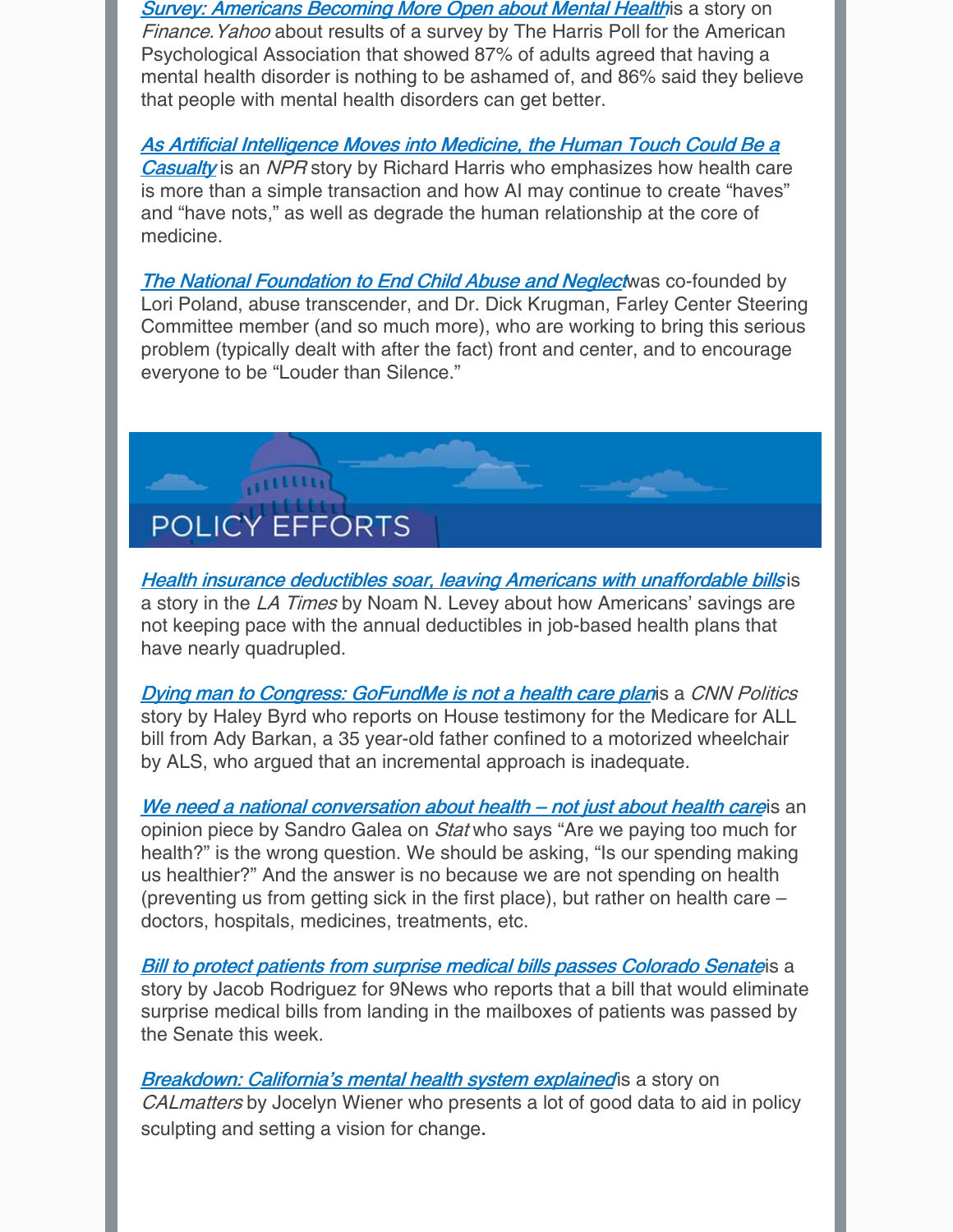*Survey: Americans Becoming More Open about Mental Health* is a story on *Finance.Yahoo* about results of a survey by The Harris Poll for the American Psychological Association that showed 87% of adults agreed that having a mental health disorder is nothing to be ashamed of, and 86% said they believe that people with mental health disorders can get better.

*As Artificial Intelligence Moves into Medicine, the Human Touch Could Be a Casualty* is an *NPR* story by Richard Harris who emphasizes how health care is more than a simple transaction and how AI may continue to create "haves" and "have nots," as well as degrade the human relationship at the core of medicine.

*The National Foundation to End Child Abuse and Neglect* was co-founded by Lori Poland, abuse transcender, and Dr. Dick Krugman, Farley Center Steering Committee member (and so much more), who are working to bring this serious problem (typically dealt with after the fact) front and center, and to encourage everyone to be "Louder than Silence."

## POLICY EFFORTS

*Health insurance deductibles soar, leaving Americans with unaffordable bills* is a story in the *LA Times* by Noam N. Levey about how Americans' savings are not keeping pace with the annual deductibles in job-based health plans that have nearly quadrupled.

*Dying man to Congress: GoFundMe is not a health care plan* is a *CNN Politics* story by Haley Byrd who reports on House testimony for the Medicare for ALL bill from Ady Barkan, a 35 year-old father confined to a motorized wheelchair by ALS, who argued that an incremental approach is inadequate.

*We need a national conversation about health – not just about health care* is an opinion piece by Sandro Galea on *Stat* who says "Are we paying too much for health?" is the wrong question. We should be asking, "Is our spending making us healthier?" And the answer is no because we are not spending on health (preventing us from getting sick in the first place), but rather on health care – doctors, hospitals, medicines, treatments, etc.

*Bill to protect patients from surprise medical bills passes Colorado Senate* is a story by Jacob Rodriguez for 9News who reports that a bill that would eliminate surprise medical bills from landing in the mailboxes of patients was passed by the Senate this week.

*Breakdown: California's mental health system explained* is a story on *CALmatters* by Jocelyn Wiener who presents a lot of good data to aid in policy sculpting and setting a vision for change.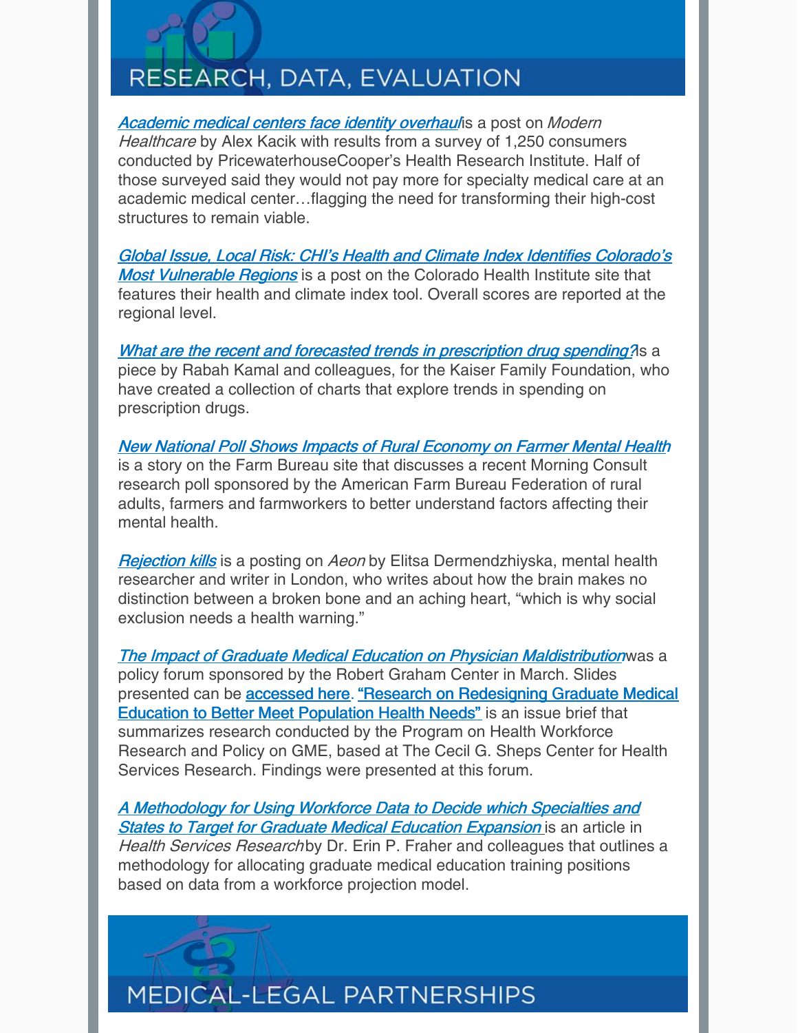# RESEARCH, DATA, EVALUATION

*Academic medical centers face identity overhaul* is a post on *Modern Healthcare* by Alex Kacik with results from a survey of 1,250 consumers conducted by PricewaterhouseCooper's Health Research Institute. Half of those surveyed said they would not pay more for specialty medical care at an academic medical center…flagging the need for transforming their high-cost structures to remain viable.

*Global Issue, Local Risk: CHI's Health and Climate Index Identifies Colorado's Most Vulnerable Regions* is a post on the Colorado Health Institute site that features their health and climate index tool. Overall scores are reported at the regional level.

*What are the recent and forecasted trends in prescription drug spending?* is a piece by Rabah Kamal and colleagues, for the Kaiser Family Foundation, who have created a collection of charts that explore trends in spending on prescription drugs.

*New National Poll Shows Impacts of Rural Economy on Farmer Mental Health* is a story on the Farm Bureau site that discusses a recent Morning Consult research poll sponsored by the American Farm Bureau Federation of rural adults, farmers and farmworkers to better understand factors affecting their mental health.

*Rejection kills* is a posting on *Aeon* by Elitsa Dermendzhiyska, mental health researcher and writer in London, who writes about how the brain makes no distinction between a broken bone and an aching heart, "which is why social exclusion needs a health warning."

*The Impact of Graduate Medical Education on Physician Maldistribution* was a policy forum sponsored by the Robert Graham Center in March. Slides presented can be accessed here. "Research on Redesigning Graduate Medical Education to Better Meet Population Health Needs" is an issue brief that summarizes research conducted by the Program on Health Workforce Research and Policy on GME, based at The Cecil G. Sheps Center for Health Services Research. Findings were presented at this forum.

*A Methodology for Using Workforce Data to Decide which Specialties and States to Target for Graduate Medical Education Expansion* is an article in *Health Services Research* by Dr. Erin P. Fraher and colleagues that outlines a methodology for allocating graduate medical education training positions based on data from a workforce projection model.

# MEDICAL-LEGAL PARTNERSHIPS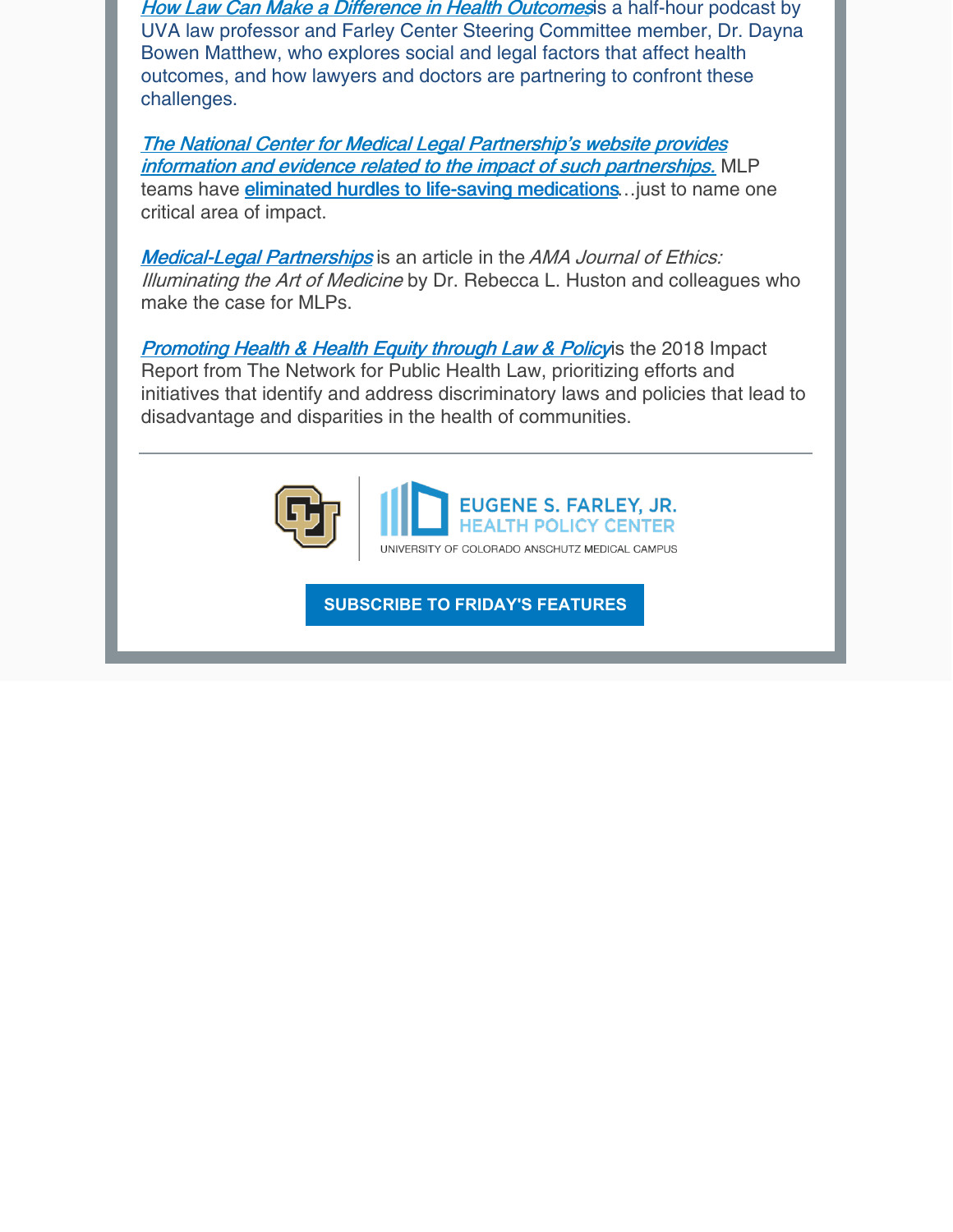*How Law Can Make a Difference in Health Outcomes* is a half-hour podcast by UVA law professor and Farley Center Steering Committee member, Dr. Dayna Bowen Matthew, who explores social and legal factors that affect health outcomes, and how lawyers and doctors are partnering to confront these challenges.

*The National Center for Medical Legal Partnership's website provides information and evidence related to the impact of such partnerships.* MLP teams have eliminated hurdles to life-saving medications…just to name one critical area of impact.

*Medical-Legal Partnerships* is an article in the *AMA Journal of Ethics: Illuminating the Art of Medicine* by Dr. Rebecca L. Huston and colleagues who make the case for MLPs.

*Promoting Health & Health Equity through Law & Policy* is the 2018 Impact Report from The Network for Public Health Law, prioritizing efforts and initiatives that identify and address discriminatory laws and policies that lead to disadvantage and disparities in the health of communities.

---

EUGENE S. FARLEY, JR.
HEALTH POLICY CENTER
UNIVERSITY OF COLORADO ANSCHUTZ MEDICAL CAMPUS

**SUBSCRIBE TO FRIDAY'S FEATURES**